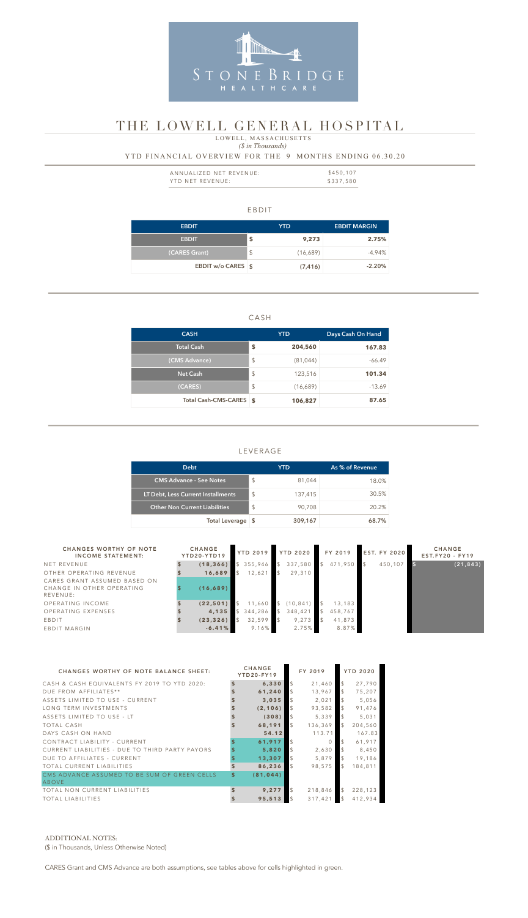STONEBRIDGE HEALTHCARE

# THE LOWELL GENERAL HOSPITAL

LOWELL, MASSACHUSETTS

*($ in Thousands)*

YTD FINANCIAL OVERVIEW FOR THE 9 MONTHS ENDING 06.30.20

| | |
|---|---|
| ANNUALIZED NET REVENUE: | $450,107 |
| YTD NET REVENUE: | $337,580 |

## EBDIT

| EBDIT | YTD | EBDIT MARGIN |
|---|---|---|
| **EBDIT** | **$ 9,273** | **2.75%** |
| (CARES Grant) | $ (16,689) | -4.94% |
| **EBDIT w/o CARES** | **$ (7,416)** | **-2.20%** |

## CASH

| CASH | YTD | Days Cash On Hand |
|---|---|---|
| **Total Cash** | **$ 204,560** | **167.83** |
| (CMS Advance) | $ (81,044) | -66.49 |
| **Net Cash** | $ 123,516 | **101.34** |
| (CARES) | $ (16,689) | -13.69 |
| **Total Cash-CMS-CARES** | **$ 106,827** | **87.65** |

## LEVERAGE

| Debt | YTD | As % of Revenue |
|---|---|---|
| CMS Advance - See Notes | $ 81,044 | 18.0% |
| LT Debt, Less Current Installments | $ 137,415 | 30.5% |
| Other Non Current Liabilities | $ 90,708 | 20.2% |
| **Total Leverage** | **$ 309,167** | **68.7%** |

| CHANGES WORTHY OF NOTE INCOME STATEMENT: | CHANGE YTD20-YTD19 | YTD 2019 | YTD 2020 | FY 2019 | EST. FY 2020 | CHANGE EST.FY20 - FY19 |
|---|---|---|---|---|---|---|
| NET REVENUE | $ (18,366) | $ 355,946 | $ 337,580 | $ 471,950 | $ 450,107 | $ (21,843) |
| OTHER OPERATING REVENUE | $ 16,689 | $ 12,621 | $ 29,310 | | | |
| CARES GRANT ASSUMED BASED ON CHANGE IN OTHER OPERATING REVENUE: | $ (16,689) | | | | | |
| OPERATING INCOME | $ (22,501) | $ 11,660 | $ (10,841) | $ 13,183 | | |
| OPERATING EXPENSES | $ 4,135 | $ 344,286 | $ 348,421 | $ 458,767 | | |
| EBDIT | $ (23,326) | $ 32,599 | $ 9,273 | $ 41,873 | | |
| EBDIT MARGIN | -6.41% | 9.16% | 2.75% | 8.87% | | |

| CHANGES WORTHY OF NOTE BALANCE SHEET: | CHANGE YTD20-FY19 | FY 2019 | YTD 2020 |
|---|---|---|---|
| CASH & CASH EQUIVALENTS FY 2019 TO YTD 2020: | $ 6,330 | $ 21,460 | $ 27,790 |
| DUE FROM AFFILIATES** | $ 61,240 | $ 13,967 | $ 75,207 |
| ASSETS LIMITED TO USE - CURRENT | $ 3,035 | $ 2,021 | $ 5,056 |
| LONG TERM INVESTMENTS | $ (2,106) | $ 93,582 | $ 91,476 |
| ASSETS LIMITED TO USE - LT | $ (308) | $ 5,339 | $ 5,031 |
| TOTAL CASH | $ 68,191 | $ 136,369 | $ 204,560 |
| DAYS CASH ON HAND | 54.12 | 113.71 | 167.83 |
| CONTRACT LIABILITY - CURRENT | $ 61,917 | $ 0 | $ 61,917 |
| CURRENT LIABILITIES - DUE TO THIRD PARTY PAYORS | $ 5,820 | $ 2,630 | $ 8,450 |
| DUE TO AFFILIATES - CURRENT | $ 13,307 | $ 5,879 | $ 19,186 |
| TOTAL CURRENT LIABILITIES | $ 86,236 | $ 98,575 | $ 184,811 |
| CMS ADVANCE ASSUMED TO BE SUM OF GREEN CELLS ABOVE | $ (81,044) | | |
| TOTAL NON CURRENT LIABILITIES | $ 9,277 | $ 218,846 | $ 228,123 |
| TOTAL LIABILITIES | $ 95,513 | $ 317,421 | $ 412,934 |

ADDITIONAL NOTES:
($ in Thousands, Unless Otherwise Noted)

CARES Grant and CMS Advance are both assumptions, see tables above for cells highlighted in green.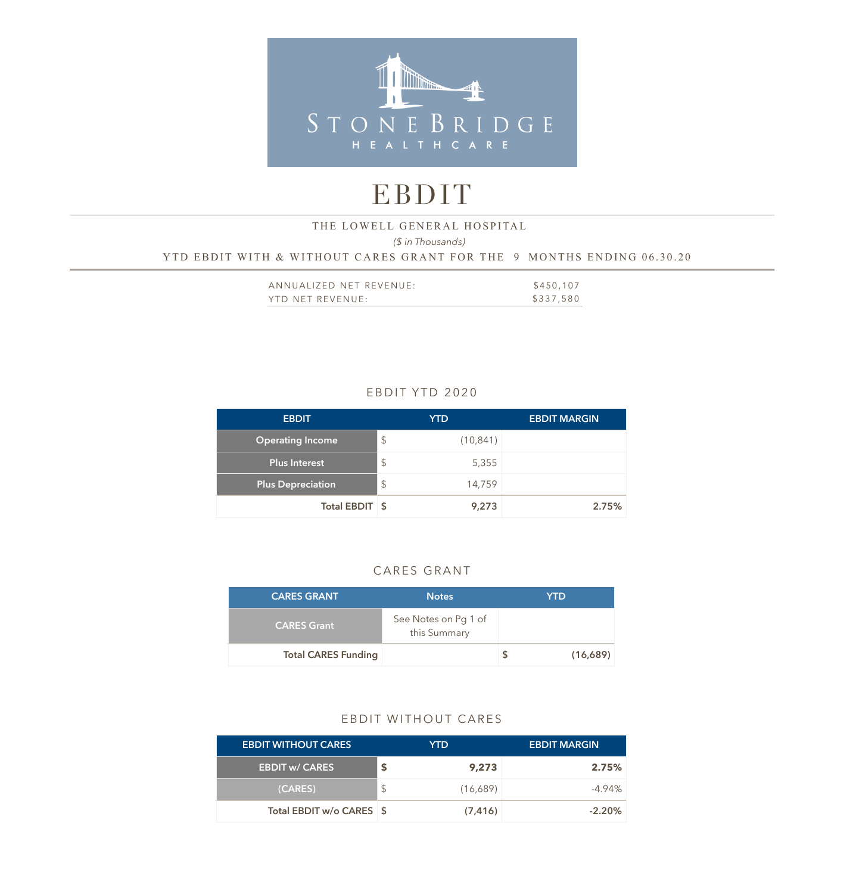STONEBRIDGE HEALTHCARE

# EBDIT

THE LOWELL GENERAL HOSPITAL

*($ in Thousands)*

YTD EBDIT WITH & WITHOUT CARES GRANT FOR THE 9 MONTHS ENDING 06.30.20

| | |
|---|---|
| ANNUALIZED NET REVENUE: | $450,107 |
| YTD NET REVENUE: | $337,580 |

## EBDIT YTD 2020

| EBDIT | YTD | | EBDIT MARGIN |
|---|---|---|---|
| Operating Income | $ | (10,841) | |
| Plus Interest | $ | 5,355 | |
| Plus Depreciation | $ | 14,759 | |
| **Total EBDIT** | **$** | **9,273** | **2.75%** |

## CARES GRANT

| CARES GRANT | Notes | YTD | |
|---|---|---|---|
| CARES Grant | See Notes on Pg 1 of this Summary | | |
| **Total CARES Funding** | | **$** | **(16,689)** |

## EBDIT WITHOUT CARES

| EBDIT WITHOUT CARES | YTD | | EBDIT MARGIN |
|---|---|---|---|
| **EBDIT w/ CARES** | **$** | **9,273** | **2.75%** |
| (CARES) | $ | (16,689) | -4.94% |
| **Total EBDIT w/o CARES** | **$** | **(7,416)** | **-2.20%** |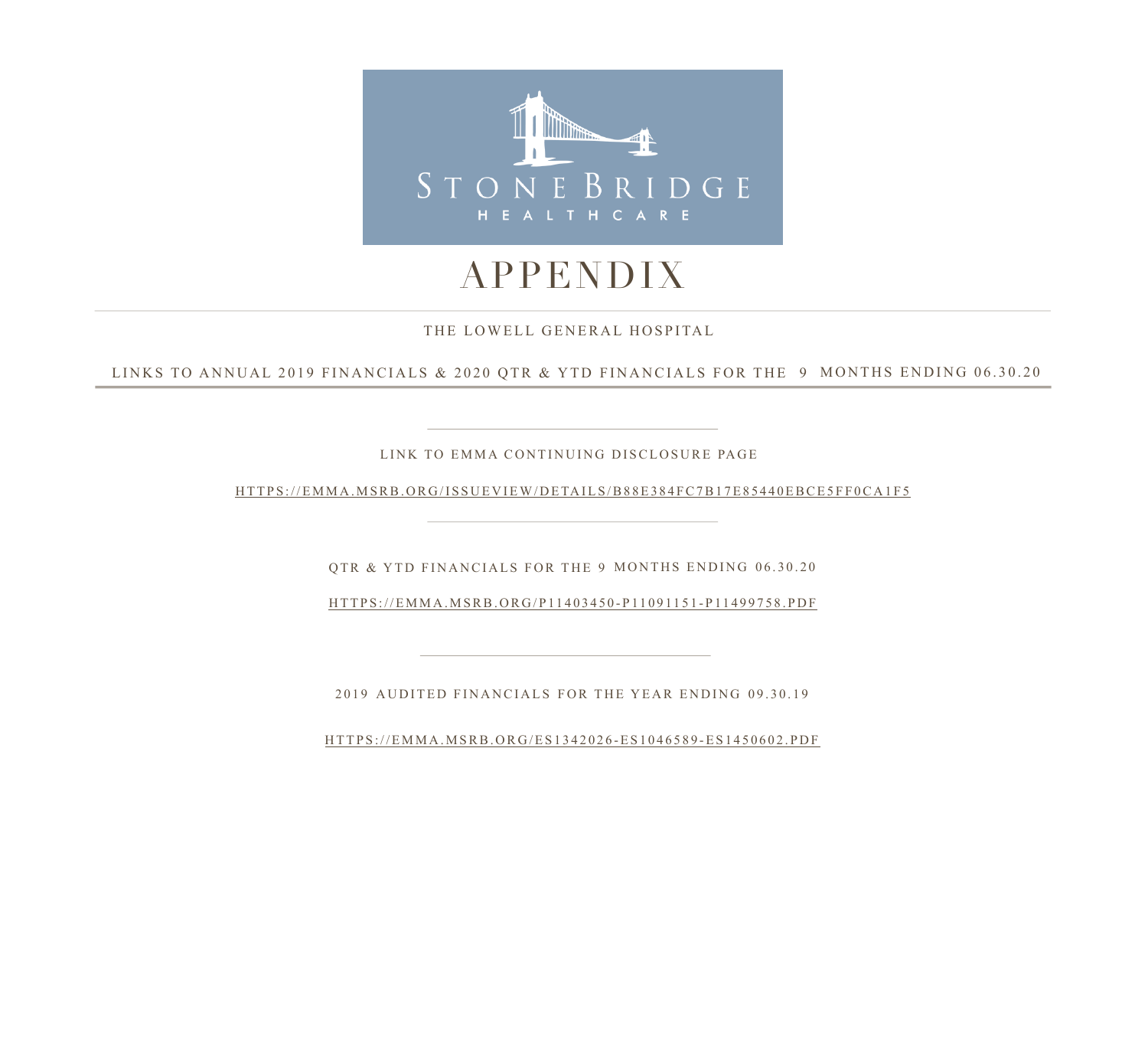STONE BRIDGE
HEALTHCARE

# APPENDIX

THE LOWELL GENERAL HOSPITAL

LINKS TO ANNUAL 2019 FINANCIALS & 2020 QTR & YTD FINANCIALS FOR THE 9 MONTHS ENDING 06.30.20

---

LINK TO EMMA CONTINUING DISCLOSURE PAGE

HTTPS://EMMA.MSRB.ORG/ISSUEVIEW/DETAILS/B88E384FC7B17E85440EBCE5FF0CA1F5

---

QTR & YTD FINANCIALS FOR THE 9 MONTHS ENDING 06.30.20

HTTPS://EMMA.MSRB.ORG/P11403450-P11091151-P11499758.PDF

---

2019 AUDITED FINANCIALS FOR THE YEAR ENDING 09.30.19

HTTPS://EMMA.MSRB.ORG/ES1342026-ES1046589-ES1450602.PDF